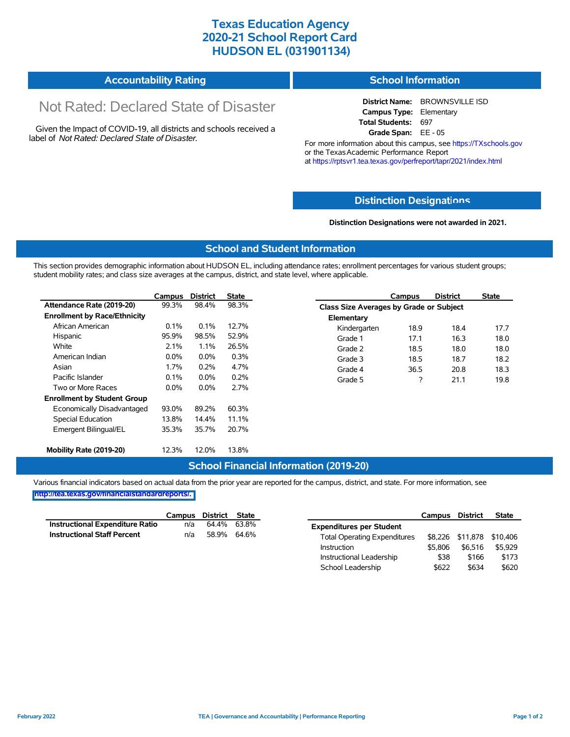# Texas Education Agency
# 2020-21 School Report Card
# HUDSON EL (031901134)

## Accountability Rating

Not Rated: Declared State of Disaster

Given the Impact of COVID-19, all districts and schools received a label of *Not Rated: Declared State of Disaster*.

## School Information

**District Name:** BROWNSVILLE ISD
**Campus Type:** Elementary
**Total Students:** 697
**Grade Span:** EE - 05

For more information about this campus, see https://TXschools.gov or the Texas Academic Performance Report at https://rptsvr1.tea.texas.gov/perfreport/tapr/2021/index.html

## Distinction Designations

**Distinction Designations were not awarded in 2021.**

## School and Student Information

This section provides demographic information about HUDSON EL, including attendance rates; enrollment percentages for various student groups; student mobility rates; and class size averages at the campus, district, and state level, where applicable.

| | Campus | District | State |
|---|---|---|---|
| **Attendance Rate (2019-20)** | 99.3% | 98.4% | 98.3% |
| **Enrollment by Race/Ethnicity** | | | |
| African American | 0.1% | 0.1% | 12.7% |
| Hispanic | 95.9% | 98.5% | 52.9% |
| White | 2.1% | 1.1% | 26.5% |
| American Indian | 0.0% | 0.0% | 0.3% |
| Asian | 1.7% | 0.2% | 4.7% |
| Pacific Islander | 0.1% | 0.0% | 0.2% |
| Two or More Races | 0.0% | 0.0% | 2.7% |
| **Enrollment by Student Group** | | | |
| Economically Disadvantaged | 93.0% | 89.2% | 60.3% |
| Special Education | 13.8% | 14.4% | 11.1% |
| Emergent Bilingual/EL | 35.3% | 35.7% | 20.7% |
| **Mobility Rate (2019-20)** | 12.3% | 12.0% | 13.8% |

| | Campus | District | State |
|---|---|---|---|
| **Class Size Averages by Grade or Subject** | | | |
| **Elementary** | | | |
| Kindergarten | 18.9 | 18.4 | 17.7 |
| Grade 1 | 17.1 | 16.3 | 18.0 |
| Grade 2 | 18.5 | 18.0 | 18.0 |
| Grade 3 | 18.5 | 18.7 | 18.2 |
| Grade 4 | 36.5 | 20.8 | 18.3 |
| Grade 5 | ? | 21.1 | 19.8 |

## School Financial Information (2019-20)

Various financial indicators based on actual data from the prior year are reported for the campus, district, and state. For more information, see http://tea.texas.gov/financialstandardreports/.

| | Campus | District | State |
|---|---|---|---|
| **Instructional Expenditure Ratio** | n/a | 64.4% | 63.8% |
| **Instructional Staff Percent** | n/a | 58.9% | 64.6% |

| | Campus | District | State |
|---|---|---|---|
| **Expenditures per Student** | | | |
| Total Operating Expenditures | $8,226 | $11,878 | $10,406 |
| Instruction | $5,806 | $6,516 | $5,929 |
| Instructional Leadership | $38 | $166 | $173 |
| School Leadership | $622 | $634 | $620 |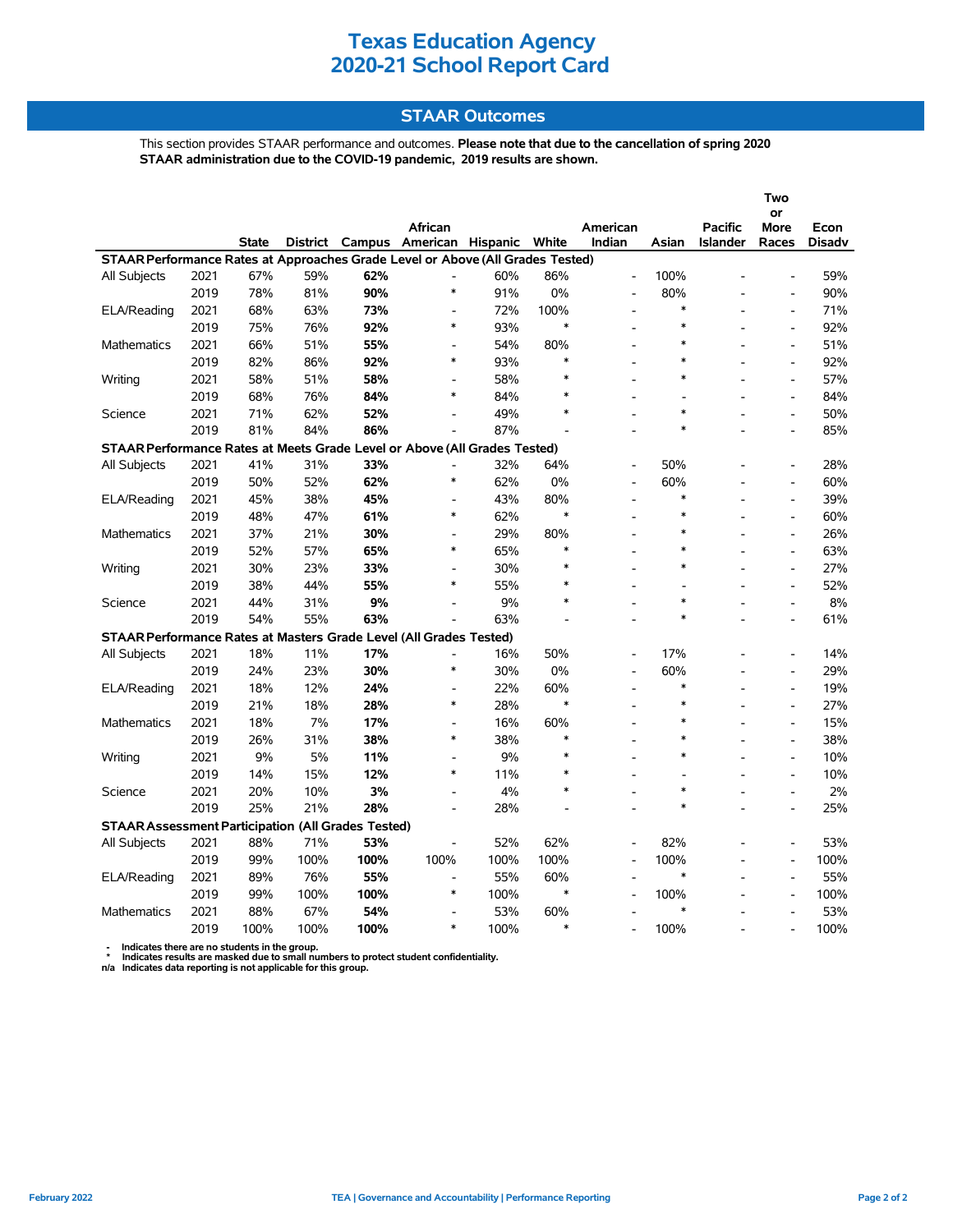# Texas Education Agency
# 2020-21 School Report Card

## STAAR Outcomes

This section provides STAAR performance and outcomes. **Please note that due to the cancellation of spring 2020 STAAR administration due to the COVID-19 pandemic, 2019 results are shown.**

| | | State | District | Campus | African American | Hispanic | White | American Indian | Asian | Pacific Islander | Two or More Races | Econ Disadv |
|---|---|---|---|---|---|---|---|---|---|---|---|---|
| **STAAR Performance Rates at Approaches Grade Level or Above (All Grades Tested)** | | | | | | | | | | | | |
| All Subjects | 2021 | 67% | 59% | **62%** | - | 60% | 86% | - | 100% | - | - | 59% |
| | 2019 | 78% | 81% | **90%** | * | 91% | 0% | - | 80% | - | - | 90% |
| ELA/Reading | 2021 | 68% | 63% | **73%** | - | 72% | 100% | - | * | - | - | 71% |
| | 2019 | 75% | 76% | **92%** | * | 93% | * | - | * | - | - | 92% |
| Mathematics | 2021 | 66% | 51% | **55%** | - | 54% | 80% | - | * | - | - | 51% |
| | 2019 | 82% | 86% | **92%** | * | 93% | * | - | * | - | - | 92% |
| Writing | 2021 | 58% | 51% | **58%** | - | 58% | * | - | * | - | - | 57% |
| | 2019 | 68% | 76% | **84%** | * | 84% | * | - | - | - | - | 84% |
| Science | 2021 | 71% | 62% | **52%** | - | 49% | * | - | * | - | - | 50% |
| | 2019 | 81% | 84% | **86%** | - | 87% | - | - | * | - | - | 85% |
| **STAAR Performance Rates at Meets Grade Level or Above (All Grades Tested)** | | | | | | | | | | | | |
| All Subjects | 2021 | 41% | 31% | **33%** | - | 32% | 64% | - | 50% | - | - | 28% |
| | 2019 | 50% | 52% | **62%** | * | 62% | 0% | - | 60% | - | - | 60% |
| ELA/Reading | 2021 | 45% | 38% | **45%** | - | 43% | 80% | - | * | - | - | 39% |
| | 2019 | 48% | 47% | **61%** | * | 62% | * | - | * | - | - | 60% |
| Mathematics | 2021 | 37% | 21% | **30%** | - | 29% | 80% | - | * | - | - | 26% |
| | 2019 | 52% | 57% | **65%** | * | 65% | * | - | * | - | - | 63% |
| Writing | 2021 | 30% | 23% | **33%** | - | 30% | * | - | * | - | - | 27% |
| | 2019 | 38% | 44% | **55%** | * | 55% | * | - | - | - | - | 52% |
| Science | 2021 | 44% | 31% | **9%** | - | 9% | * | - | * | - | - | 8% |
| | 2019 | 54% | 55% | **63%** | - | 63% | - | - | * | - | - | 61% |
| **STAAR Performance Rates at Masters Grade Level (All Grades Tested)** | | | | | | | | | | | | |
| All Subjects | 2021 | 18% | 11% | **17%** | - | 16% | 50% | - | 17% | - | - | 14% |
| | 2019 | 24% | 23% | **30%** | * | 30% | 0% | - | 60% | - | - | 29% |
| ELA/Reading | 2021 | 18% | 12% | **24%** | - | 22% | 60% | - | * | - | - | 19% |
| | 2019 | 21% | 18% | **28%** | * | 28% | * | - | * | - | - | 27% |
| Mathematics | 2021 | 18% | 7% | **17%** | - | 16% | 60% | - | * | - | - | 15% |
| | 2019 | 26% | 31% | **38%** | * | 38% | * | - | * | - | - | 38% |
| Writing | 2021 | 9% | 5% | **11%** | - | 9% | * | - | * | - | - | 10% |
| | 2019 | 14% | 15% | **12%** | * | 11% | * | - | - | - | - | 10% |
| Science | 2021 | 20% | 10% | **3%** | - | 4% | * | - | * | - | - | 2% |
| | 2019 | 25% | 21% | **28%** | - | 28% | - | - | * | - | - | 25% |
| **STAAR Assessment Participation (All Grades Tested)** | | | | | | | | | | | | |
| All Subjects | 2021 | 88% | 71% | **53%** | - | 52% | 62% | - | 82% | - | - | 53% |
| | 2019 | 99% | 100% | **100%** | 100% | 100% | 100% | - | 100% | - | - | 100% |
| ELA/Reading | 2021 | 89% | 76% | **55%** | - | 55% | 60% | - | * | - | - | 55% |
| | 2019 | 99% | 100% | **100%** | * | 100% | * | - | 100% | - | - | 100% |
| Mathematics | 2021 | 88% | 67% | **54%** | - | 53% | 60% | - | * | - | - | 53% |
| | 2019 | 100% | 100% | **100%** | * | 100% | * | - | 100% | - | - | 100% |

**-** Indicates there are no students in the group.
**\*** Indicates results are masked due to small numbers to protect student confidentiality.
**n/a** Indicates data reporting is not applicable for this group.